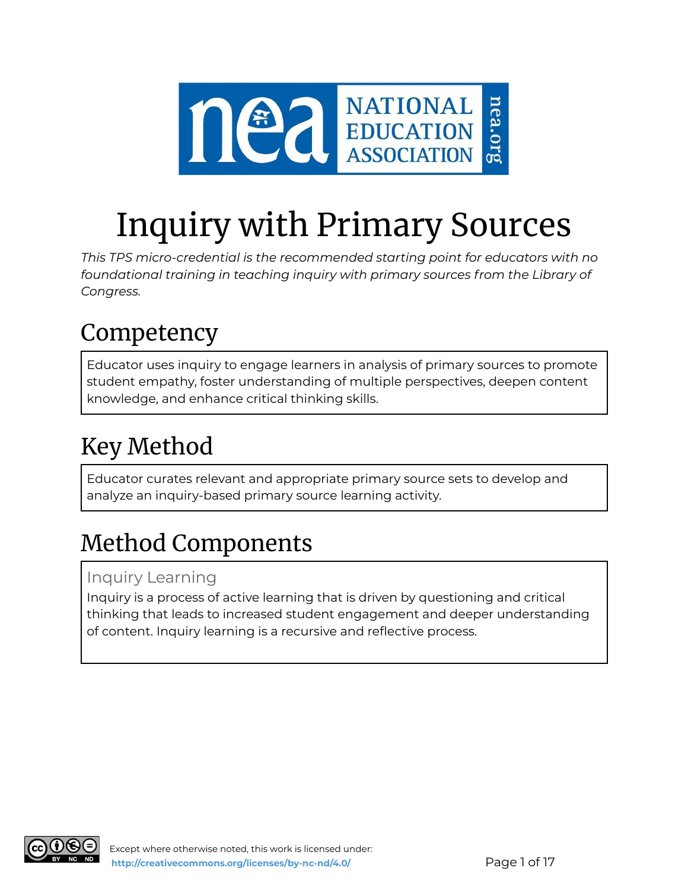# Inquiry with Primary Sources

*This TPS micro-credential is the recommended starting point for educators with no foundational training in teaching inquiry with primary sources from the Library of Congress.*

## Competency

Educator uses inquiry to engage learners in analysis of primary sources to promote student empathy, foster understanding of multiple perspectives, deepen content knowledge, and enhance critical thinking skills.

## Key Method

Educator curates relevant and appropriate primary source sets to develop and analyze an inquiry-based primary source learning activity.

## Method Components

### Inquiry Learning

Inquiry is a process of active learning that is driven by questioning and critical thinking that leads to increased student engagement and deeper understanding of content. Inquiry learning is a recursive and reflective process.

Except where otherwise noted, this work is licensed under: http://creativecommons.org/licenses/by-nc-nd/4.0/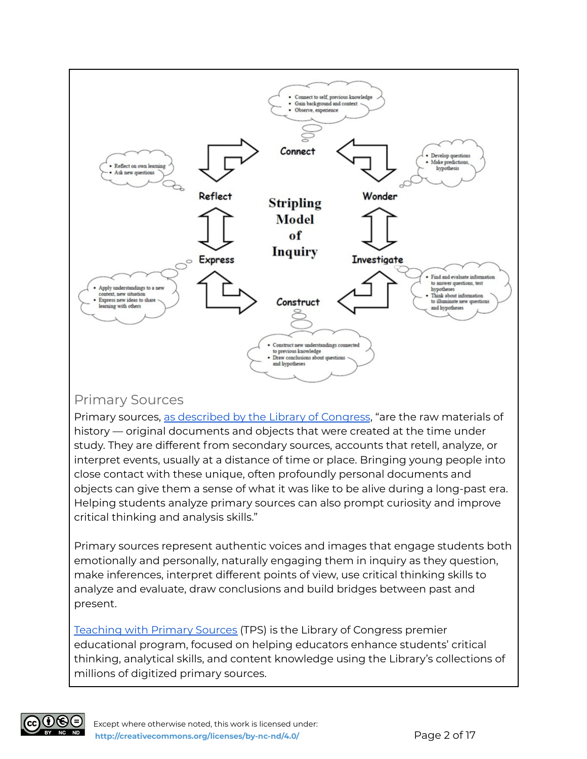**Stripling Model of Inquiry**

**Connect**
- Connect to self, previous knowledge
- Gain background and context
- Observe, experience

**Wonder**
- Develop questions
- Make predictions, hypothesis

**Investigate**
- Find and evaluate information to answer questions, test hypotheses
- Think about information to illuminate new questions and hypotheses

**Construct**
- Construct new understandings connected to previous knowledge
- Draw conclusions about questions and hypotheses

**Express**
- Apply understandings to a new context, new situation
- Express new ideas to share learning with others

**Reflect**
- Reflect on own learning
- Ask new questions

## Primary Sources

Primary sources, as described by the Library of Congress, "are the raw materials of history — original documents and objects that were created at the time under study. They are different from secondary sources, accounts that retell, analyze, or interpret events, usually at a distance of time or place. Bringing young people into close contact with these unique, often profoundly personal documents and objects can give them a sense of what it was like to be alive during a long-past era. Helping students analyze primary sources can also prompt curiosity and improve critical thinking and analysis skills."

Primary sources represent authentic voices and images that engage students both emotionally and personally, naturally engaging them in inquiry as they question, make inferences, interpret different points of view, use critical thinking skills to analyze and evaluate, draw conclusions and build bridges between past and present.

Teaching with Primary Sources (TPS) is the Library of Congress premier educational program, focused on helping educators enhance students' critical thinking, analytical skills, and content knowledge using the Library's collections of millions of digitized primary sources.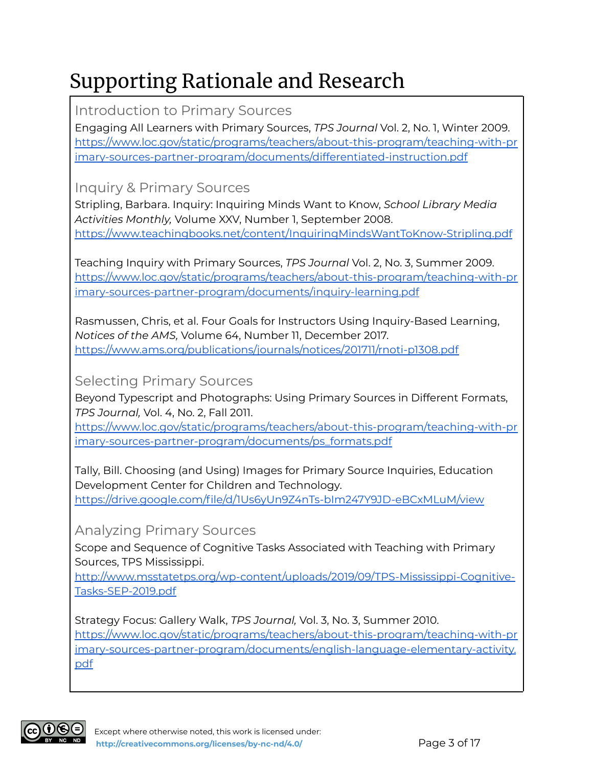# Supporting Rationale and Research

## Introduction to Primary Sources

Engaging All Learners with Primary Sources, *TPS Journal* Vol. 2, No. 1, Winter 2009.
https://www.loc.gov/static/programs/teachers/about-this-program/teaching-with-primary-sources-partner-program/documents/differentiated-instruction.pdf

## Inquiry & Primary Sources

Stripling, Barbara. Inquiry: Inquiring Minds Want to Know, *School Library Media Activities Monthly,* Volume XXV, Number 1, September 2008.
https://www.teachingbooks.net/content/InquiringMindsWantToKnow-Stripling.pdf

Teaching Inquiry with Primary Sources, *TPS Journal* Vol. 2, No. 3, Summer 2009.
https://www.loc.gov/static/programs/teachers/about-this-program/teaching-with-primary-sources-partner-program/documents/inquiry-learning.pdf

Rasmussen, Chris, et al. Four Goals for Instructors Using Inquiry-Based Learning, *Notices of the AMS,* Volume 64, Number 11, December 2017.
https://www.ams.org/publications/journals/notices/201711/rnoti-p1308.pdf

## Selecting Primary Sources

Beyond Typescript and Photographs: Using Primary Sources in Different Formats, *TPS Journal,* Vol. 4, No. 2, Fall 2011.
https://www.loc.gov/static/programs/teachers/about-this-program/teaching-with-primary-sources-partner-program/documents/ps_formats.pdf

Tally, Bill. Choosing (and Using) Images for Primary Source Inquiries, Education Development Center for Children and Technology.
https://drive.google.com/file/d/1Us6yUn9Z4nTs-bIm247Y9JD-eBCxMLuM/view

## Analyzing Primary Sources

Scope and Sequence of Cognitive Tasks Associated with Teaching with Primary Sources, TPS Mississippi.
http://www.msstatetps.org/wp-content/uploads/2019/09/TPS-Mississippi-Cognitive-Tasks-SEP-2019.pdf

Strategy Focus: Gallery Walk, *TPS Journal,* Vol. 3, No. 3, Summer 2010.
https://www.loc.gov/static/programs/teachers/about-this-program/teaching-with-primary-sources-partner-program/documents/english-language-elementary-activity.pdf

Except where otherwise noted, this work is licensed under:
http://creativecommons.org/licenses/by-nc-nd/4.0/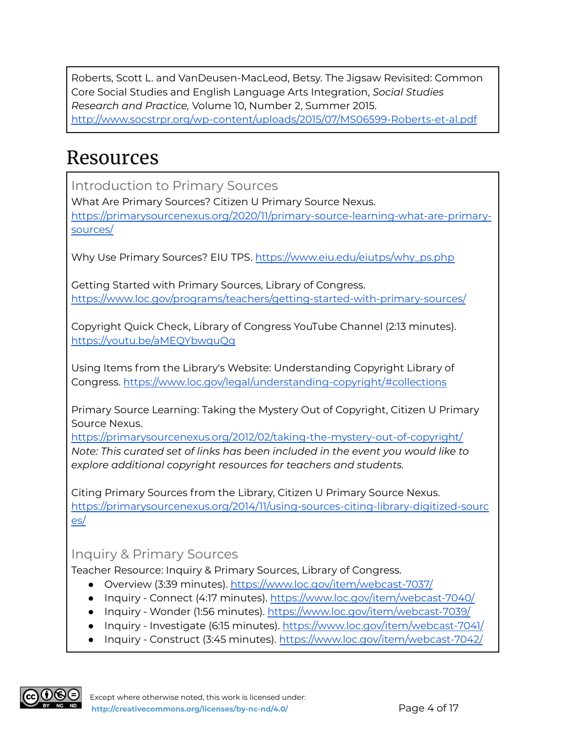Roberts, Scott L. and VanDeusen-MacLeod, Betsy. The Jigsaw Revisited: Common Core Social Studies and English Language Arts Integration, *Social Studies Research and Practice,* Volume 10, Number 2, Summer 2015. http://www.socstrpr.org/wp-content/uploads/2015/07/MS06599-Roberts-et-al.pdf

# Resources

## Introduction to Primary Sources

What Are Primary Sources? Citizen U Primary Source Nexus. https://primarysourcenexus.org/2020/11/primary-source-learning-what-are-primary-sources/

Why Use Primary Sources? EIU TPS. https://www.eiu.edu/eiutps/why_ps.php

Getting Started with Primary Sources, Library of Congress. https://www.loc.gov/programs/teachers/getting-started-with-primary-sources/

Copyright Quick Check, Library of Congress YouTube Channel (2:13 minutes). https://youtu.be/aMEQYbwquQg

Using Items from the Library's Website: Understanding Copyright Library of Congress. https://www.loc.gov/legal/understanding-copyright/#collections

Primary Source Learning: Taking the Mystery Out of Copyright, Citizen U Primary Source Nexus. https://primarysourcenexus.org/2012/02/taking-the-mystery-out-of-copyright/
*Note: This curated set of links has been included in the event you would like to explore additional copyright resources for teachers and students.*

Citing Primary Sources from the Library, Citizen U Primary Source Nexus. https://primarysourcenexus.org/2014/11/using-sources-citing-library-digitized-sources/

## Inquiry & Primary Sources

Teacher Resource: Inquiry & Primary Sources, Library of Congress.

- Overview (3:39 minutes). https://www.loc.gov/item/webcast-7037/
- Inquiry - Connect (4:17 minutes). https://www.loc.gov/item/webcast-7040/
- Inquiry - Wonder (1:56 minutes). https://www.loc.gov/item/webcast-7039/
- Inquiry - Investigate (6:15 minutes). https://www.loc.gov/item/webcast-7041/
- Inquiry - Construct (3:45 minutes). https://www.loc.gov/item/webcast-7042/

Except where otherwise noted, this work is licensed under: http://creativecommons.org/licenses/by-nc-nd/4.0/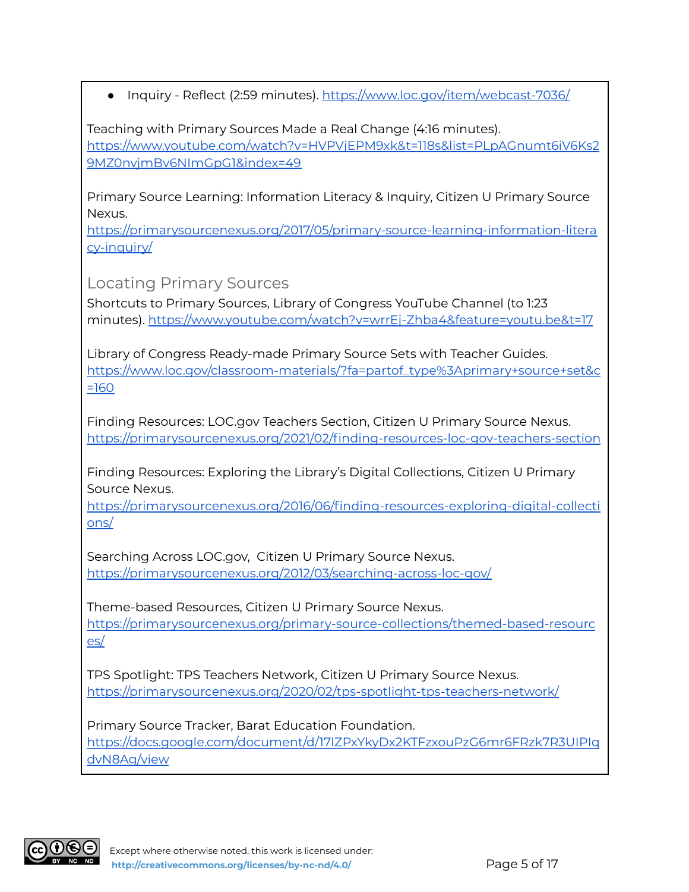- Inquiry - Reflect (2:59 minutes). https://www.loc.gov/item/webcast-7036/

Teaching with Primary Sources Made a Real Change (4:16 minutes). https://www.youtube.com/watch?v=HVPVjEPM9xk&t=118s&list=PLpAGnumt6iV6Ks29MZ0nvjmBv6NImGpG1&index=49

Primary Source Learning: Information Literacy & Inquiry, Citizen U Primary Source Nexus. https://primarysourcenexus.org/2017/05/primary-source-learning-information-literacy-inquiry/

## Locating Primary Sources

Shortcuts to Primary Sources, Library of Congress YouTube Channel (to 1:23 minutes). https://www.youtube.com/watch?v=wrrEj-Zhba4&feature=youtu.be&t=17

Library of Congress Ready-made Primary Source Sets with Teacher Guides. https://www.loc.gov/classroom-materials/?fa=partof_type%3Aprimary+source+set&c=160

Finding Resources: LOC.gov Teachers Section, Citizen U Primary Source Nexus. https://primarysourcenexus.org/2021/02/finding-resources-loc-gov-teachers-section

Finding Resources: Exploring the Library's Digital Collections, Citizen U Primary Source Nexus. https://primarysourcenexus.org/2016/06/finding-resources-exploring-digital-collections/

Searching Across LOC.gov, Citizen U Primary Source Nexus. https://primarysourcenexus.org/2012/03/searching-across-loc-gov/

Theme-based Resources, Citizen U Primary Source Nexus. https://primarysourcenexus.org/primary-source-collections/themed-based-resources/

TPS Spotlight: TPS Teachers Network, Citizen U Primary Source Nexus. https://primarysourcenexus.org/2020/02/tps-spotlight-tps-teachers-network/

Primary Source Tracker, Barat Education Foundation. https://docs.google.com/document/d/17IZPxYkyDx2KTFzxouPzG6mr6FRzk7R3UIPIqdvN8Ag/view

Except where otherwise noted, this work is licensed under: http://creativecommons.org/licenses/by-nc-nd/4.0/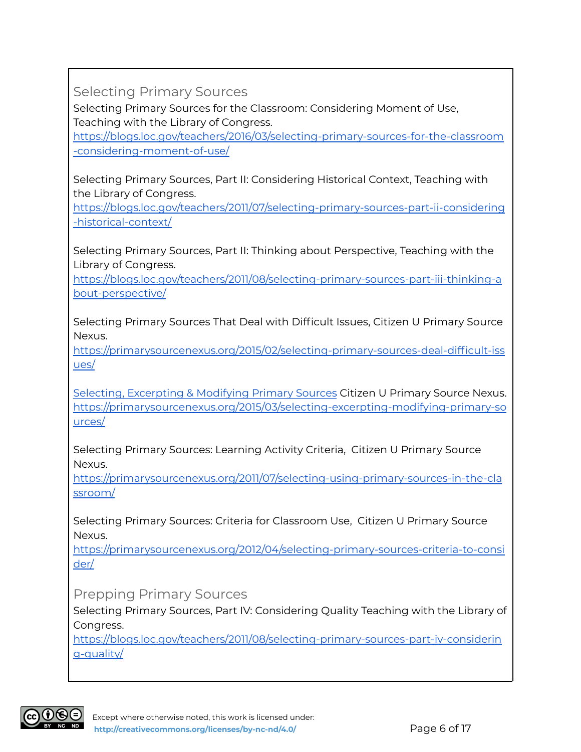## Selecting Primary Sources

Selecting Primary Sources for the Classroom: Considering Moment of Use, Teaching with the Library of Congress.
https://blogs.loc.gov/teachers/2016/03/selecting-primary-sources-for-the-classroom-considering-moment-of-use/

Selecting Primary Sources, Part II: Considering Historical Context, Teaching with the Library of Congress.
https://blogs.loc.gov/teachers/2011/07/selecting-primary-sources-part-ii-considering-historical-context/

Selecting Primary Sources, Part II: Thinking about Perspective, Teaching with the Library of Congress.
https://blogs.loc.gov/teachers/2011/08/selecting-primary-sources-part-iii-thinking-about-perspective/

Selecting Primary Sources That Deal with Difficult Issues, Citizen U Primary Source Nexus.
https://primarysourcenexus.org/2015/02/selecting-primary-sources-deal-difficult-issues/

Selecting, Excerpting & Modifying Primary Sources Citizen U Primary Source Nexus.
https://primarysourcenexus.org/2015/03/selecting-excerpting-modifying-primary-sources/

Selecting Primary Sources: Learning Activity Criteria, Citizen U Primary Source Nexus.
https://primarysourcenexus.org/2011/07/selecting-using-primary-sources-in-the-classroom/

Selecting Primary Sources: Criteria for Classroom Use, Citizen U Primary Source Nexus.
https://primarysourcenexus.org/2012/04/selecting-primary-sources-criteria-to-consider/

## Prepping Primary Sources

Selecting Primary Sources, Part IV: Considering Quality Teaching with the Library of Congress.
https://blogs.loc.gov/teachers/2011/08/selecting-primary-sources-part-iv-considering-quality/

Except where otherwise noted, this work is licensed under:
http://creativecommons.org/licenses/by-nc-nd/4.0/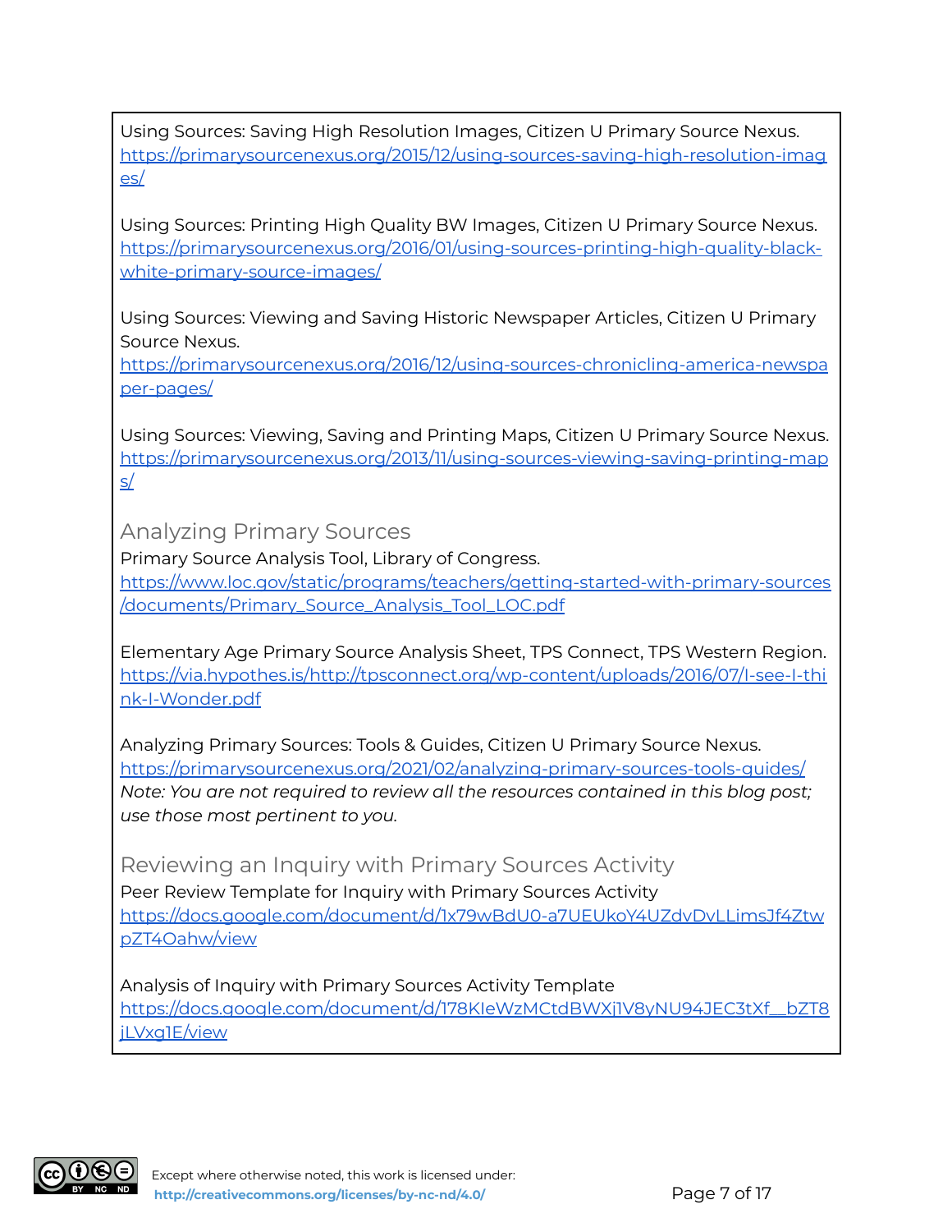Using Sources: Saving High Resolution Images, Citizen U Primary Source Nexus.
https://primarysourcenexus.org/2015/12/using-sources-saving-high-resolution-images/

Using Sources: Printing High Quality BW Images, Citizen U Primary Source Nexus.
https://primarysourcenexus.org/2016/01/using-sources-printing-high-quality-black-white-primary-source-images/

Using Sources: Viewing and Saving Historic Newspaper Articles, Citizen U Primary Source Nexus.
https://primarysourcenexus.org/2016/12/using-sources-chronicling-america-newspaper-pages/

Using Sources: Viewing, Saving and Printing Maps, Citizen U Primary Source Nexus.
https://primarysourcenexus.org/2013/11/using-sources-viewing-saving-printing-maps/

## Analyzing Primary Sources

Primary Source Analysis Tool, Library of Congress.
https://www.loc.gov/static/programs/teachers/getting-started-with-primary-sources/documents/Primary_Source_Analysis_Tool_LOC.pdf

Elementary Age Primary Source Analysis Sheet, TPS Connect, TPS Western Region.
https://via.hypothes.is/http://tpsconnect.org/wp-content/uploads/2016/07/I-see-I-think-I-Wonder.pdf

Analyzing Primary Sources: Tools & Guides, Citizen U Primary Source Nexus.
https://primarysourcenexus.org/2021/02/analyzing-primary-sources-tools-guides/
*Note: You are not required to review all the resources contained in this blog post; use those most pertinent to you.*

## Reviewing an Inquiry with Primary Sources Activity

Peer Review Template for Inquiry with Primary Sources Activity
https://docs.google.com/document/d/1x79wBdU0-a7UEUkoY4UZdvDvLLimsJf4ZtwpZT4Oahw/view

Analysis of Inquiry with Primary Sources Activity Template
https://docs.google.com/document/d/178KIeWzMCtdBWXj1V8yNU94JEC3tXf__bZT8jLVxg1E/view

Except where otherwise noted, this work is licensed under:
http://creativecommons.org/licenses/by-nc-nd/4.0/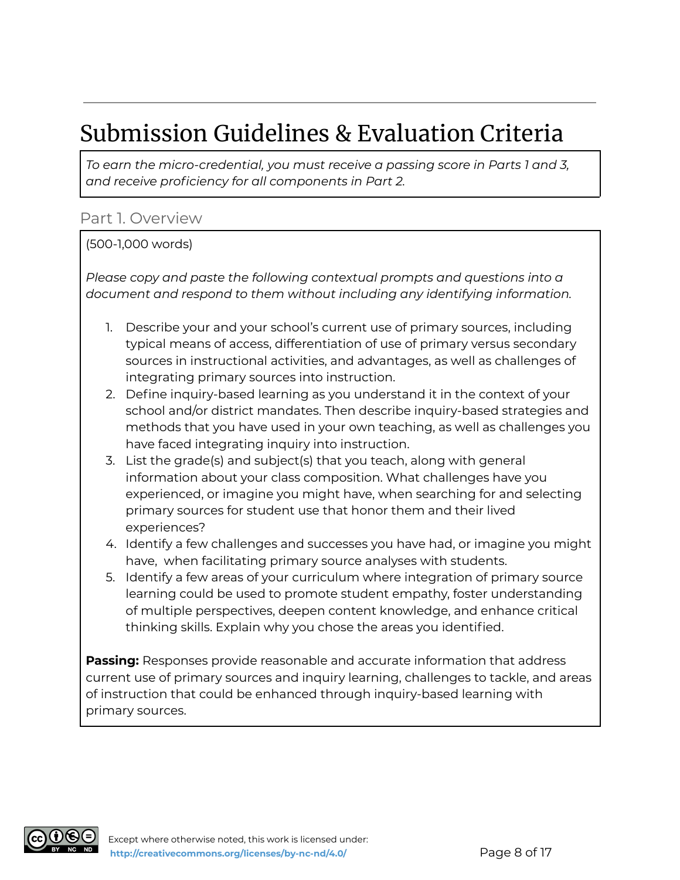# Submission Guidelines & Evaluation Criteria

*To earn the micro-credential, you must receive a passing score in Parts 1 and 3, and receive proficiency for all components in Part 2.*

## Part 1. Overview

(500-1,000 words)

*Please copy and paste the following contextual prompts and questions into a document and respond to them without including any identifying information.*

1. Describe your and your school's current use of primary sources, including typical means of access, differentiation of use of primary versus secondary sources in instructional activities, and advantages, as well as challenges of integrating primary sources into instruction.
2. Define inquiry-based learning as you understand it in the context of your school and/or district mandates. Then describe inquiry-based strategies and methods that you have used in your own teaching, as well as challenges you have faced integrating inquiry into instruction.
3. List the grade(s) and subject(s) that you teach, along with general information about your class composition. What challenges have you experienced, or imagine you might have, when searching for and selecting primary sources for student use that honor them and their lived experiences?
4. Identify a few challenges and successes you have had, or imagine you might have, when facilitating primary source analyses with students.
5. Identify a few areas of your curriculum where integration of primary source learning could be used to promote student empathy, foster understanding of multiple perspectives, deepen content knowledge, and enhance critical thinking skills. Explain why you chose the areas you identified.

**Passing:** Responses provide reasonable and accurate information that address current use of primary sources and inquiry learning, challenges to tackle, and areas of instruction that could be enhanced through inquiry-based learning with primary sources.

Except where otherwise noted, this work is licensed under: http://creativecommons.org/licenses/by-nc-nd/4.0/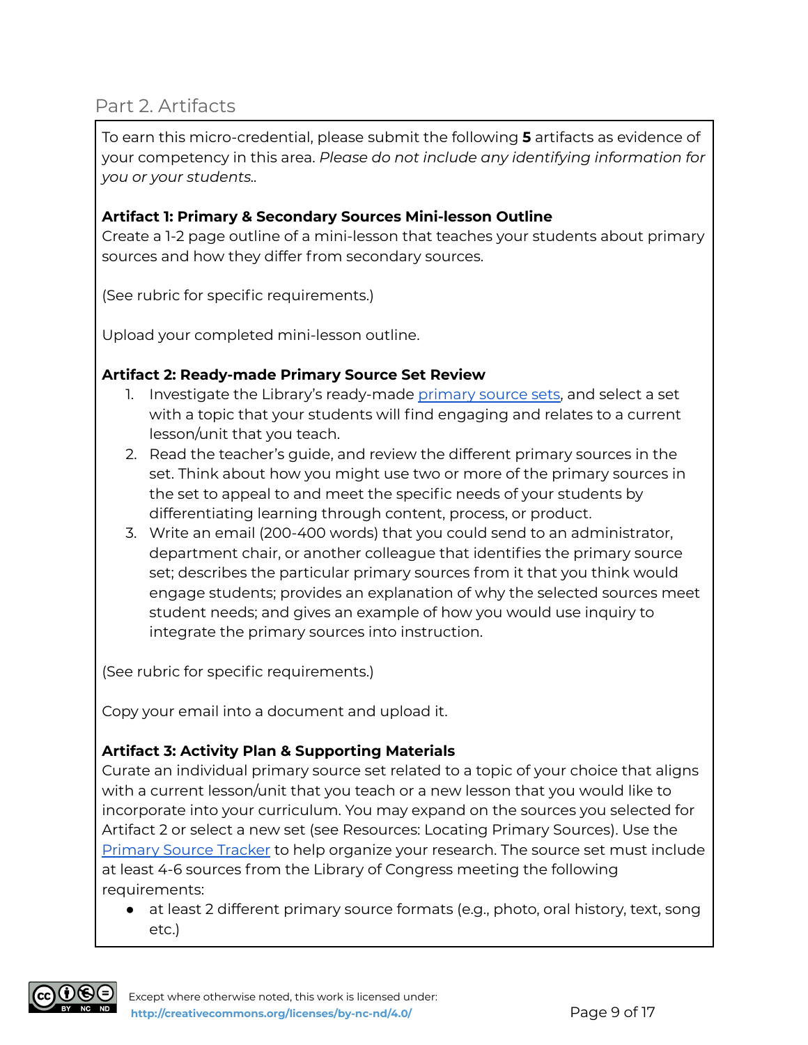## Part 2. Artifacts

To earn this micro-credential, please submit the following **5** artifacts as evidence of your competency in this area. *Please do not include any identifying information for you or your students..*

**Artifact 1: Primary & Secondary Sources Mini-lesson Outline**
Create a 1-2 page outline of a mini-lesson that teaches your students about primary sources and how they differ from secondary sources.

(See rubric for specific requirements.)

Upload your completed mini-lesson outline.

**Artifact 2: Ready-made Primary Source Set Review**

1. Investigate the Library's ready-made primary source sets, and select a set with a topic that your students will find engaging and relates to a current lesson/unit that you teach.
2. Read the teacher's guide, and review the different primary sources in the set. Think about how you might use two or more of the primary sources in the set to appeal to and meet the specific needs of your students by differentiating learning through content, process, or product.
3. Write an email (200-400 words) that you could send to an administrator, department chair, or another colleague that identifies the primary source set; describes the particular primary sources from it that you think would engage students; provides an explanation of why the selected sources meet student needs; and gives an example of how you would use inquiry to integrate the primary sources into instruction.

(See rubric for specific requirements.)

Copy your email into a document and upload it.

**Artifact 3: Activity Plan & Supporting Materials**
Curate an individual primary source set related to a topic of your choice that aligns with a current lesson/unit that you teach or a new lesson that you would like to incorporate into your curriculum. You may expand on the sources you selected for Artifact 2 or select a new set (see Resources: Locating Primary Sources). Use the Primary Source Tracker to help organize your research. The source set must include at least 4-6 sources from the Library of Congress meeting the following requirements:

- at least 2 different primary source formats (e.g., photo, oral history, text, song etc.)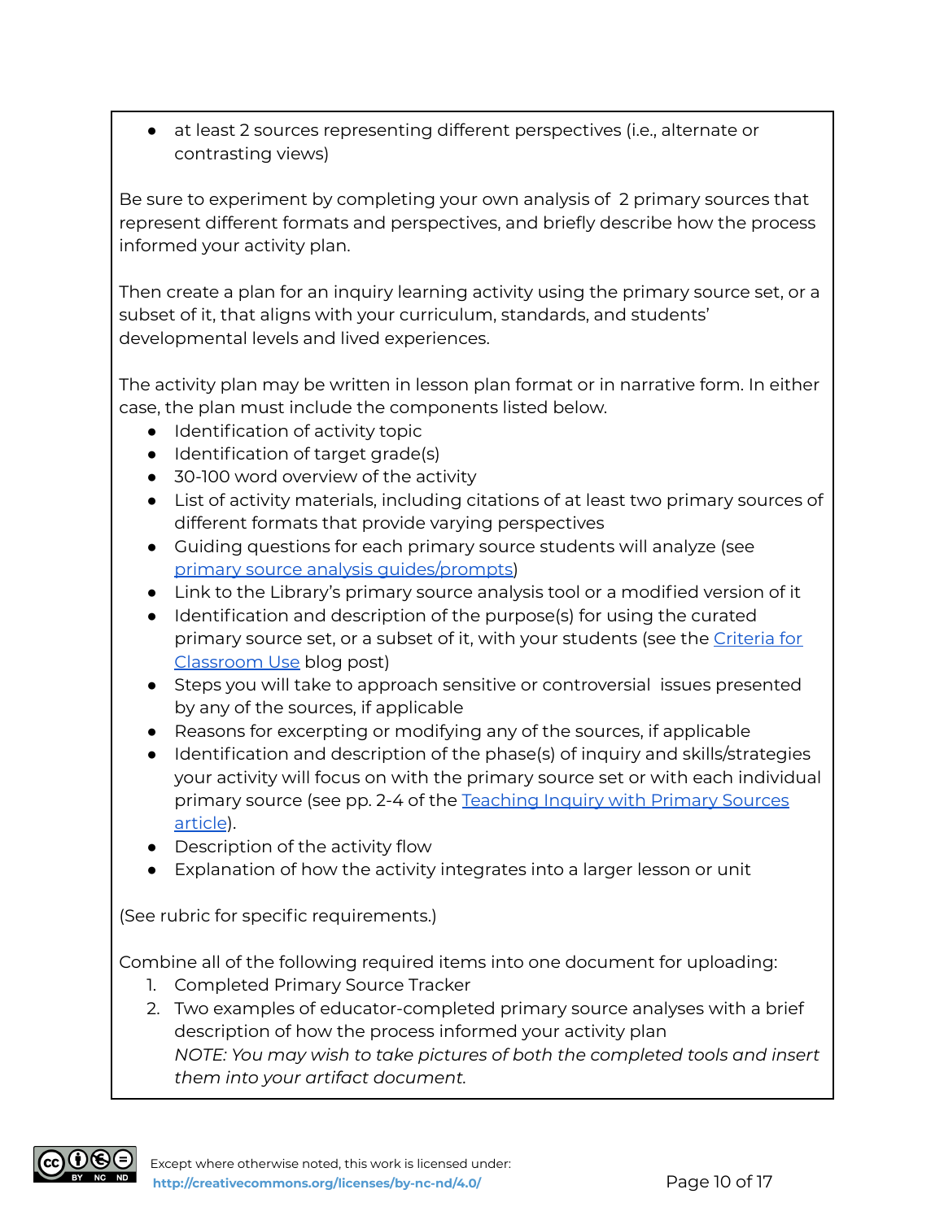- at least 2 sources representing different perspectives (i.e., alternate or contrasting views)

Be sure to experiment by completing your own analysis of 2 primary sources that represent different formats and perspectives, and briefly describe how the process informed your activity plan.

Then create a plan for an inquiry learning activity using the primary source set, or a subset of it, that aligns with your curriculum, standards, and students' developmental levels and lived experiences.

The activity plan may be written in lesson plan format or in narrative form. In either case, the plan must include the components listed below.

- Identification of activity topic
- Identification of target grade(s)
- 30-100 word overview of the activity
- List of activity materials, including citations of at least two primary sources of different formats that provide varying perspectives
- Guiding questions for each primary source students will analyze (see primary source analysis guides/prompts)
- Link to the Library's primary source analysis tool or a modified version of it
- Identification and description of the purpose(s) for using the curated primary source set, or a subset of it, with your students (see the Criteria for Classroom Use blog post)
- Steps you will take to approach sensitive or controversial issues presented by any of the sources, if applicable
- Reasons for excerpting or modifying any of the sources, if applicable
- Identification and description of the phase(s) of inquiry and skills/strategies your activity will focus on with the primary source set or with each individual primary source (see pp. 2-4 of the Teaching Inquiry with Primary Sources article).
- Description of the activity flow
- Explanation of how the activity integrates into a larger lesson or unit

(See rubric for specific requirements.)

Combine all of the following required items into one document for uploading:

1. Completed Primary Source Tracker
2. Two examples of educator-completed primary source analyses with a brief description of how the process informed your activity plan
   *NOTE: You may wish to take pictures of both the completed tools and insert them into your artifact document.*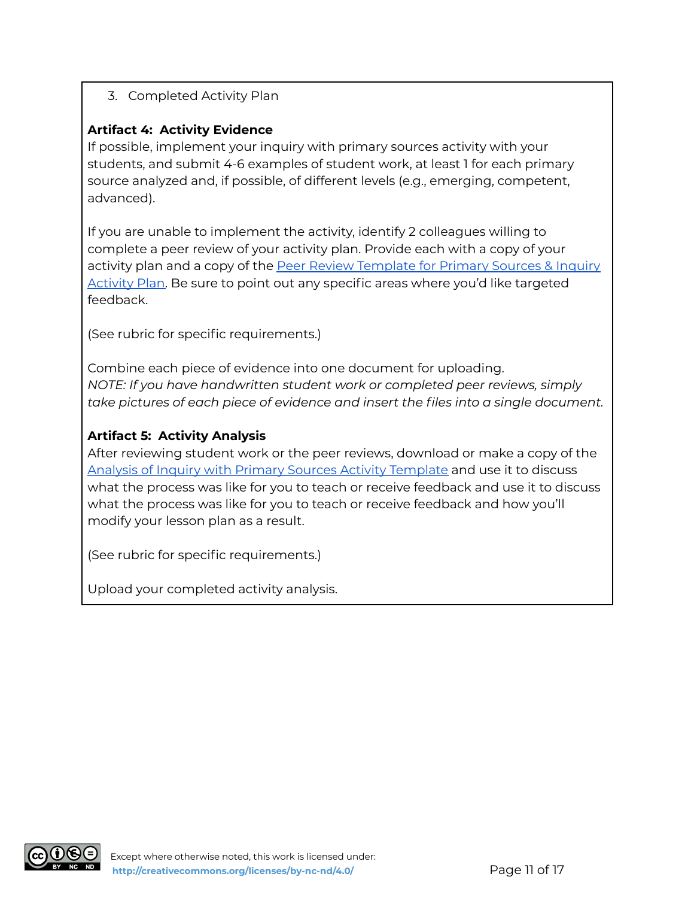3. Completed Activity Plan

**Artifact 4: Activity Evidence**
If possible, implement your inquiry with primary sources activity with your students, and submit 4-6 examples of student work, at least 1 for each primary source analyzed and, if possible, of different levels (e.g., emerging, competent, advanced).

If you are unable to implement the activity, identify 2 colleagues willing to complete a peer review of your activity plan. Provide each with a copy of your activity plan and a copy of the Peer Review Template for Primary Sources & Inquiry Activity Plan. Be sure to point out any specific areas where you'd like targeted feedback.

(See rubric for specific requirements.)

Combine each piece of evidence into one document for uploading.
*NOTE: If you have handwritten student work or completed peer reviews, simply take pictures of each piece of evidence and insert the files into a single document.*

**Artifact 5: Activity Analysis**
After reviewing student work or the peer reviews, download or make a copy of the Analysis of Inquiry with Primary Sources Activity Template and use it to discuss what the process was like for you to teach or receive feedback and use it to discuss what the process was like for you to teach or receive feedback and how you'll modify your lesson plan as a result.

(See rubric for specific requirements.)

Upload your completed activity analysis.

Except where otherwise noted, this work is licensed under:
http://creativecommons.org/licenses/by-nc-nd/4.0/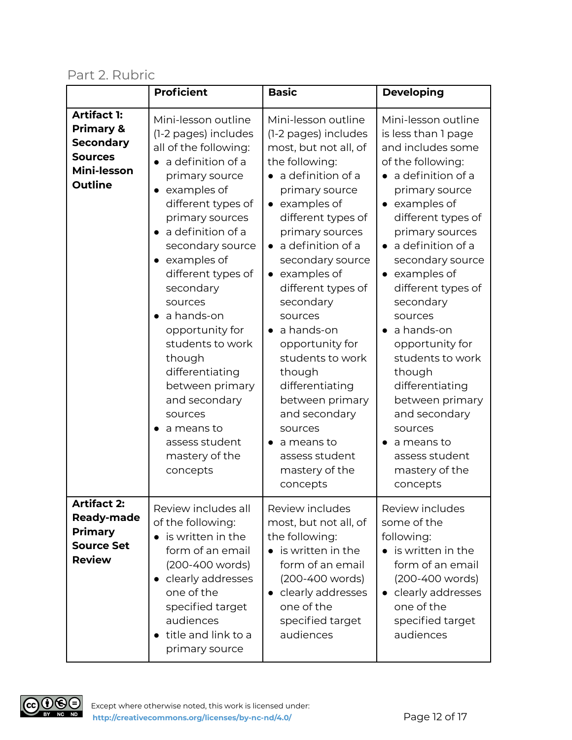## Part 2. Rubric

| | Proficient | Basic | Developing |
|---|---|---|---|
| **Artifact 1: Primary & Secondary Sources Mini-lesson Outline** | Mini-lesson outline (1-2 pages) includes all of the following:<br>● a definition of a primary source<br>● examples of different types of primary sources<br>● a definition of a secondary source<br>● examples of different types of secondary sources<br>● a hands-on opportunity for students to work though differentiating between primary and secondary sources<br>● a means to assess student mastery of the concepts | Mini-lesson outline (1-2 pages) includes most, but not all, of the following:<br>● a definition of a primary source<br>● examples of different types of primary sources<br>● a definition of a secondary source<br>● examples of different types of secondary sources<br>● a hands-on opportunity for students to work though differentiating between primary and secondary sources<br>● a means to assess student mastery of the concepts | Mini-lesson outline is less than 1 page and includes some of the following:<br>● a definition of a primary source<br>● examples of different types of primary sources<br>● a definition of a secondary source<br>● examples of different types of secondary sources<br>● a hands-on opportunity for students to work though differentiating between primary and secondary sources<br>● a means to assess student mastery of the concepts |
| **Artifact 2: Ready-made Primary Source Set Review** | Review includes all of the following:<br>● is written in the form of an email (200-400 words)<br>● clearly addresses one of the specified target audiences<br>● title and link to a primary source | Review includes most, but not all, of the following:<br>● is written in the form of an email (200-400 words)<br>● clearly addresses one of the specified target audiences | Review includes some of the following:<br>● is written in the form of an email (200-400 words)<br>● clearly addresses one of the specified target audiences |

Except where otherwise noted, this work is licensed under: http://creativecommons.org/licenses/by-nc-nd/4.0/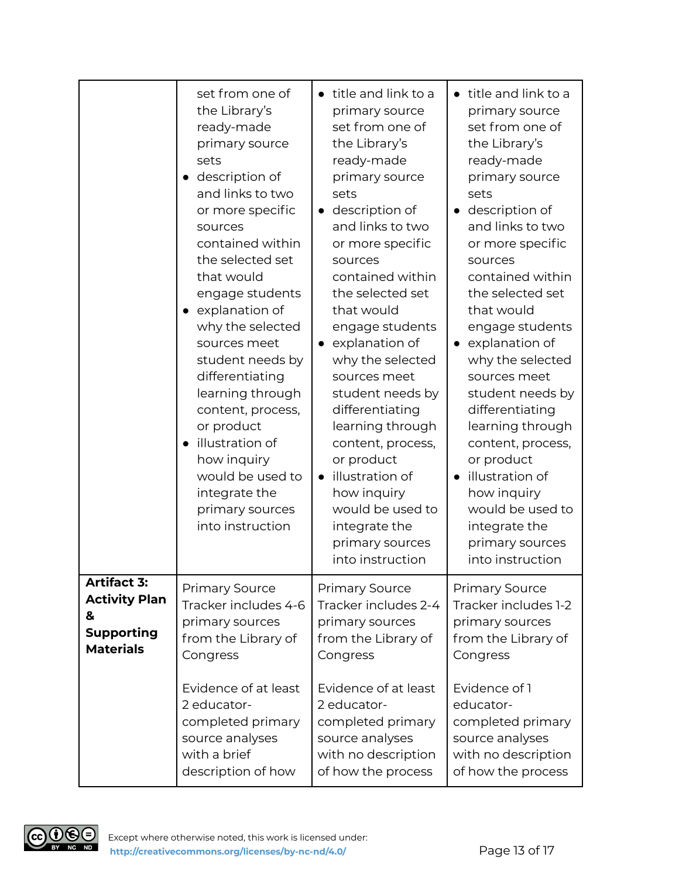| | | | |
|---|---|---|---|
| | set from one of the Library's ready-made primary source sets<br>• description of and links to two or more specific sources contained within the selected set that would engage students<br>• explanation of why the selected sources meet student needs by differentiating learning through content, process, or product<br>• illustration of how inquiry would be used to integrate the primary sources into instruction | • title and link to a primary source set from one of the Library's ready-made primary source sets<br>• description of and links to two or more specific sources contained within the selected set that would engage students<br>• explanation of why the selected sources meet student needs by differentiating learning through content, process, or product<br>• illustration of how inquiry would be used to integrate the primary sources into instruction | • title and link to a primary source set from one of the Library's ready-made primary source sets<br>• description of and links to two or more specific sources contained within the selected set that would engage students<br>• explanation of why the selected sources meet student needs by differentiating learning through content, process, or product<br>• illustration of how inquiry would be used to integrate the primary sources into instruction |
| **Artifact 3: Activity Plan & Supporting Materials** | Primary Source Tracker includes 4-6 primary sources from the Library of Congress<br><br>Evidence of at least 2 educator-completed primary source analyses with a brief description of how | Primary Source Tracker includes 2-4 primary sources from the Library of Congress<br><br>Evidence of at least 2 educator-completed primary source analyses with no description of how the process | Primary Source Tracker includes 1-2 primary sources from the Library of Congress<br><br>Evidence of 1 educator-completed primary source analyses with no description of how the process |

Except where otherwise noted, this work is licensed under: http://creativecommons.org/licenses/by-nc-nd/4.0/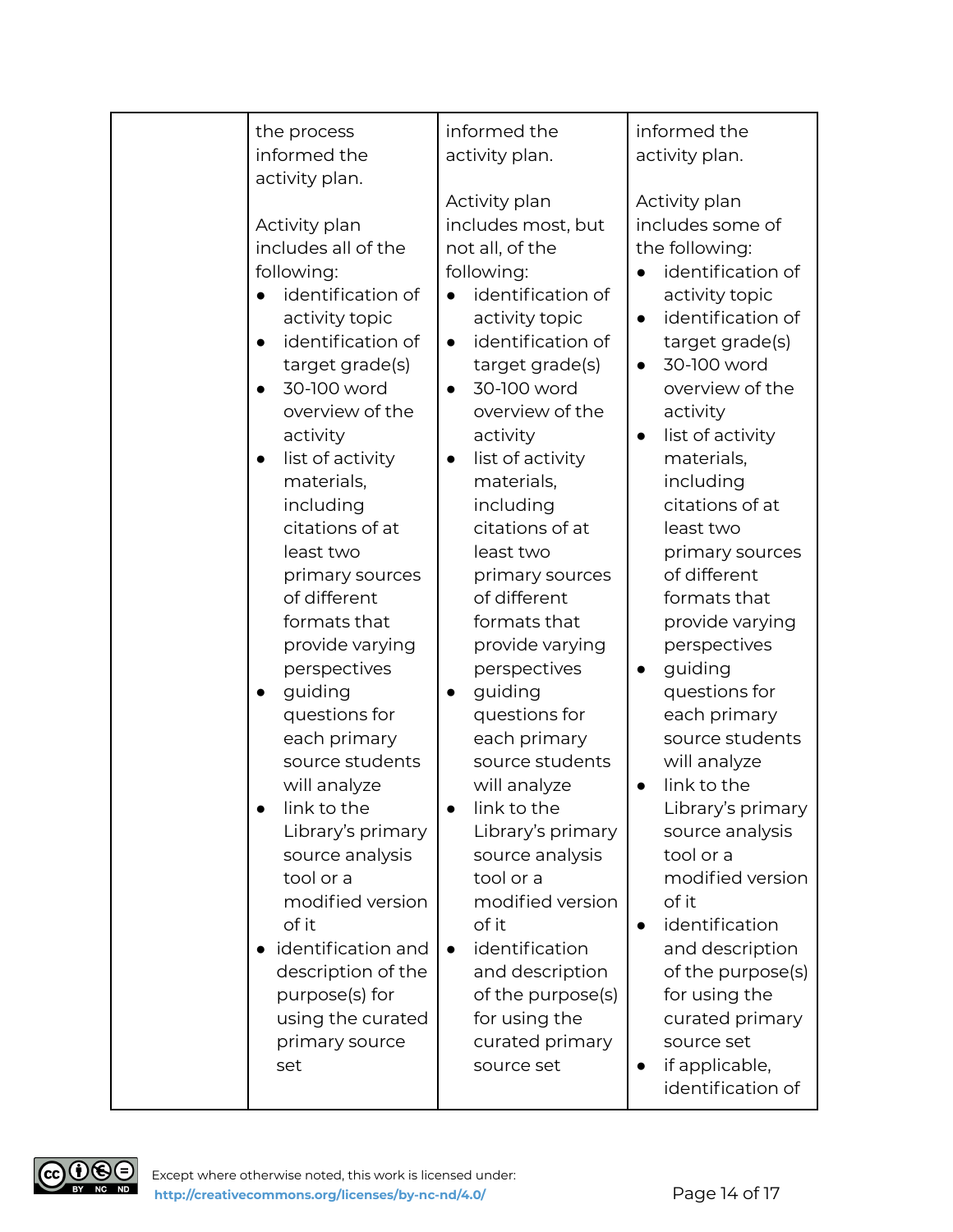| | | | |
|---|---|---|---|
| | the process informed the activity plan.<br><br>Activity plan includes all of the following:<br>• identification of activity topic<br>• identification of target grade(s)<br>• 30-100 word overview of the activity<br>• list of activity materials, including citations of at least two primary sources of different formats that provide varying perspectives<br>• guiding questions for each primary source students will analyze<br>• link to the Library's primary source analysis tool or a modified version of it<br>• identification and description of the purpose(s) for using the curated primary source set | informed the activity plan.<br><br>Activity plan includes most, but not all, of the following:<br>• identification of activity topic<br>• identification of target grade(s)<br>• 30-100 word overview of the activity<br>• list of activity materials, including citations of at least two primary sources of different formats that provide varying perspectives<br>• guiding questions for each primary source students will analyze<br>• link to the Library's primary source analysis tool or a modified version of it<br>• identification and description of the purpose(s) for using the curated primary source set | informed the activity plan.<br><br>Activity plan includes some of the following:<br>• identification of activity topic<br>• identification of target grade(s)<br>• 30-100 word overview of the activity<br>• list of activity materials, including citations of at least two primary sources of different formats that provide varying perspectives<br>• guiding questions for each primary source students will analyze<br>• link to the Library's primary source analysis tool or a modified version of it<br>• identification and description of the purpose(s) for using the curated primary source set<br>• if applicable, identification of |

Except where otherwise noted, this work is licensed under: http://creativecommons.org/licenses/by-nc-nd/4.0/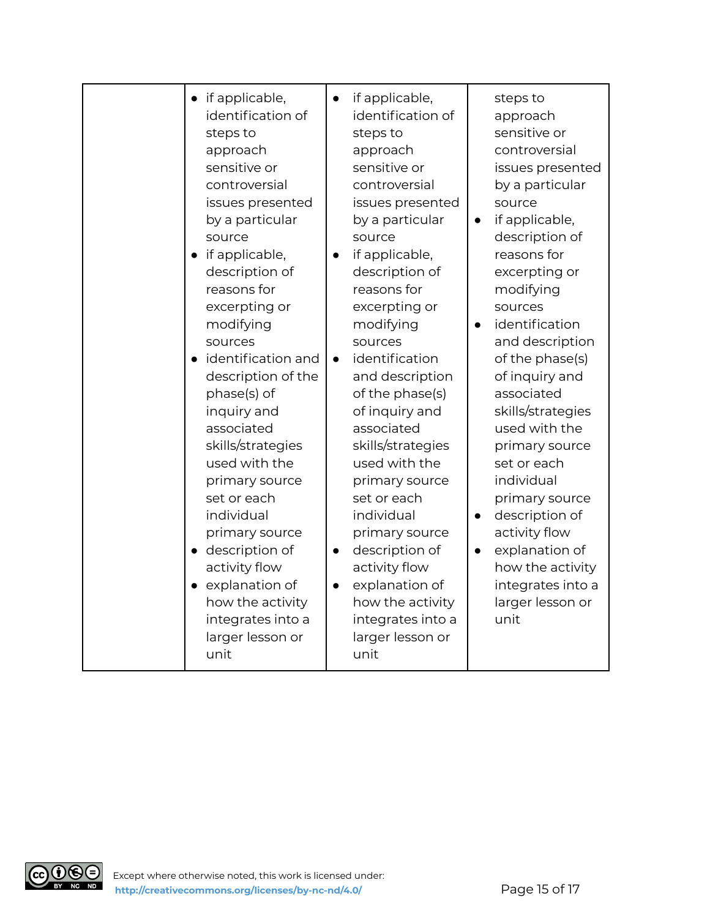| | | | |
|---|---|---|---|
| | • if applicable, identification of steps to approach sensitive or controversial issues presented by a particular source<br>• if applicable, description of reasons for excerpting or modifying sources<br>• identification and description of the phase(s) of inquiry and associated skills/strategies used with the primary source set or each individual primary source<br>• description of activity flow<br>• explanation of how the activity integrates into a larger lesson or unit | • if applicable, identification of steps to approach sensitive or controversial issues presented by a particular source<br>• if applicable, description of reasons for excerpting or modifying sources<br>• identification and description of the phase(s) of inquiry and associated skills/strategies used with the primary source set or each individual primary source<br>• description of activity flow<br>• explanation of how the activity integrates into a larger lesson or unit | steps to approach sensitive or controversial issues presented by a particular source<br>• if applicable, description of reasons for excerpting or modifying sources<br>• identification and description of the phase(s) of inquiry and associated skills/strategies used with the primary source set or each individual primary source<br>• description of activity flow<br>• explanation of how the activity integrates into a larger lesson or unit |

Except where otherwise noted, this work is licensed under:
http://creativecommons.org/licenses/by-nc-nd/4.0/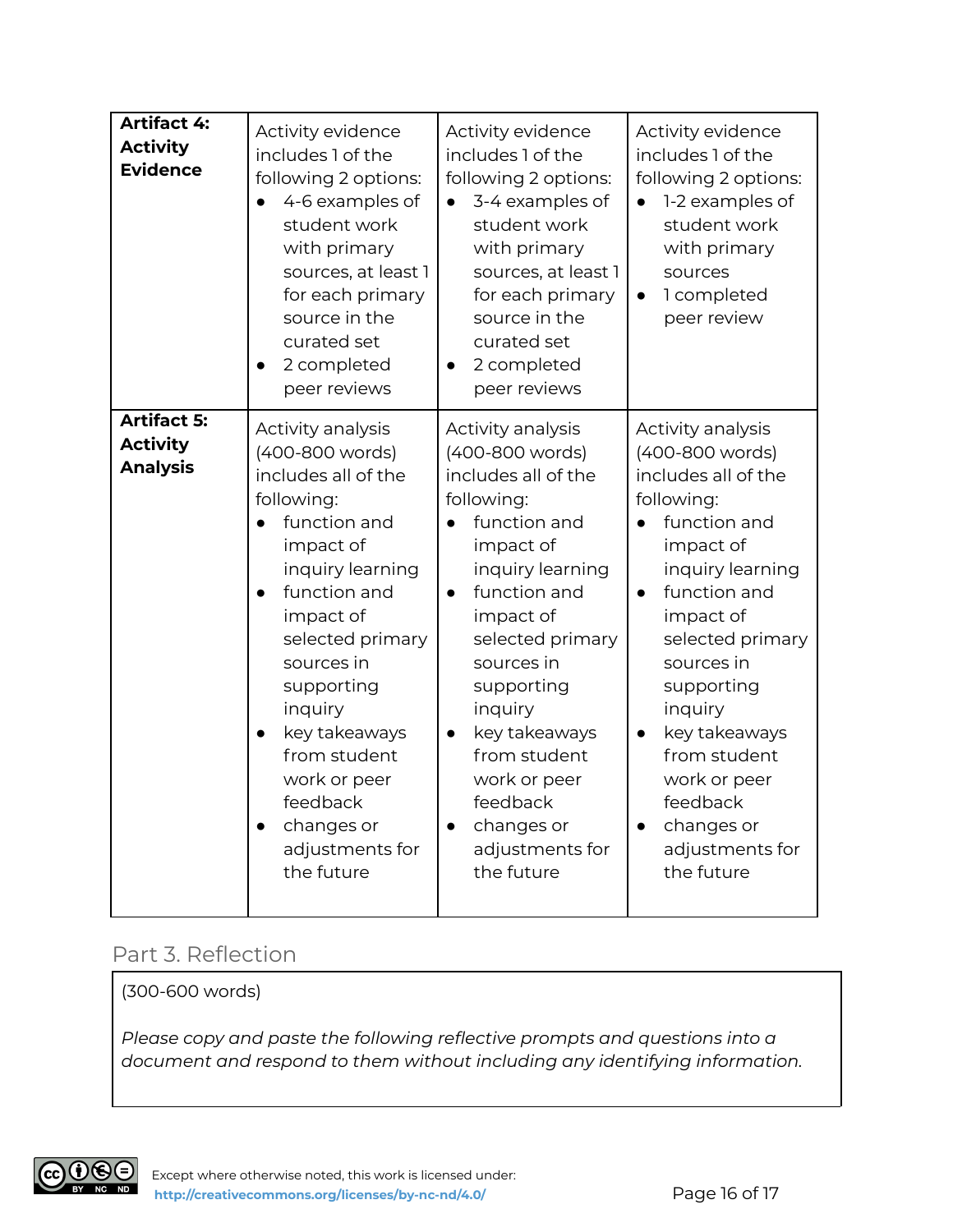| | | | |
|---|---|---|---|
| **Artifact 4: Activity Evidence** | Activity evidence includes 1 of the following 2 options:<br>• 4-6 examples of student work with primary sources, at least 1 for each primary source in the curated set<br>• 2 completed peer reviews | Activity evidence includes 1 of the following 2 options:<br>• 3-4 examples of student work with primary sources, at least 1 for each primary source in the curated set<br>• 2 completed peer reviews | Activity evidence includes 1 of the following 2 options:<br>• 1-2 examples of student work with primary sources<br>• 1 completed peer review |
| **Artifact 5: Activity Analysis** | Activity analysis (400-800 words) includes all of the following:<br>• function and impact of inquiry learning<br>• function and impact of selected primary sources in supporting inquiry<br>• key takeaways from student work or peer feedback<br>• changes or adjustments for the future | Activity analysis (400-800 words) includes all of the following:<br>• function and impact of inquiry learning<br>• function and impact of selected primary sources in supporting inquiry<br>• key takeaways from student work or peer feedback<br>• changes or adjustments for the future | Activity analysis (400-800 words) includes all of the following:<br>• function and impact of inquiry learning<br>• function and impact of selected primary sources in supporting inquiry<br>• key takeaways from student work or peer feedback<br>• changes or adjustments for the future |

## Part 3. Reflection

(300-600 words)

*Please copy and paste the following reflective prompts and questions into a document and respond to them without including any identifying information.*

Except where otherwise noted, this work is licensed under: http://creativecommons.org/licenses/by-nc-nd/4.0/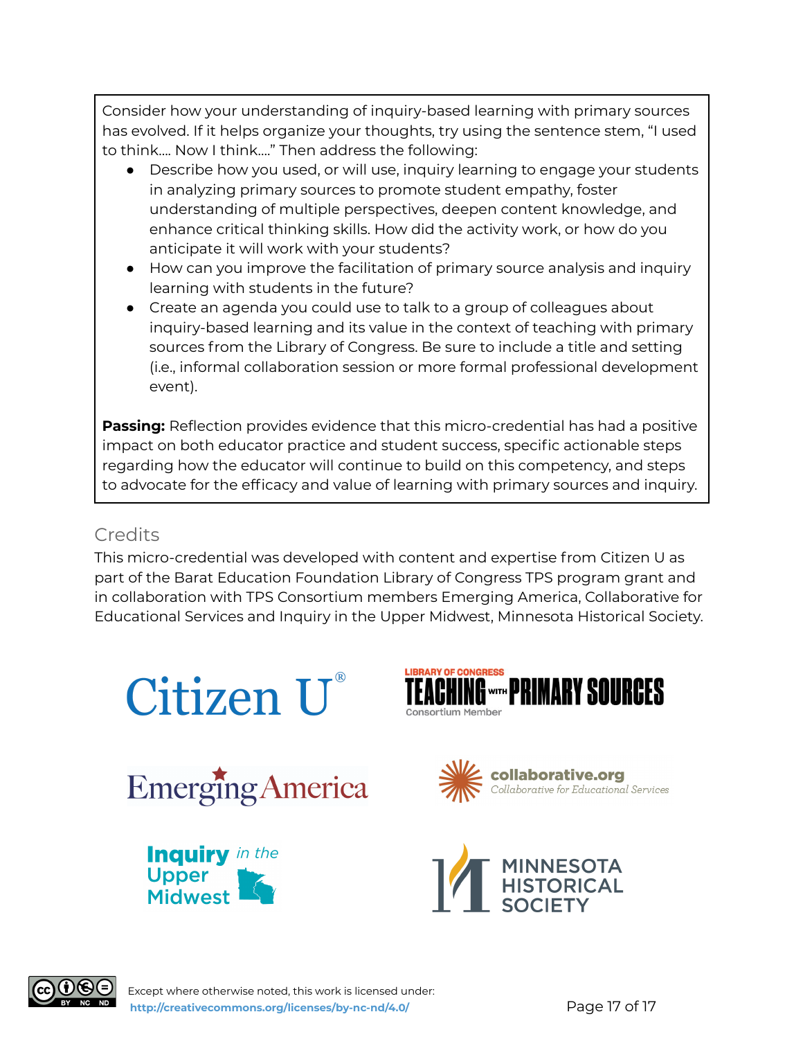Consider how your understanding of inquiry-based learning with primary sources has evolved. If it helps organize your thoughts, try using the sentence stem, "I used to think…. Now I think…." Then address the following:

- Describe how you used, or will use, inquiry learning to engage your students in analyzing primary sources to promote student empathy, foster understanding of multiple perspectives, deepen content knowledge, and enhance critical thinking skills. How did the activity work, or how do you anticipate it will work with your students?
- How can you improve the facilitation of primary source analysis and inquiry learning with students in the future?
- Create an agenda you could use to talk to a group of colleagues about inquiry-based learning and its value in the context of teaching with primary sources from the Library of Congress. Be sure to include a title and setting (i.e., informal collaboration session or more formal professional development event).

**Passing:** Reflection provides evidence that this micro-credential has had a positive impact on both educator practice and student success, specific actionable steps regarding how the educator will continue to build on this competency, and steps to advocate for the efficacy and value of learning with primary sources and inquiry.

## Credits

This micro-credential was developed with content and expertise from Citizen U as part of the Barat Education Foundation Library of Congress TPS program grant and in collaboration with TPS Consortium members Emerging America, Collaborative for Educational Services and Inquiry in the Upper Midwest, Minnesota Historical Society.

Citizen U®

Library of Congress Teaching with Primary Sources Consortium Member

Emerging America

collaborative.org
Collaborative for Educational Services

Inquiry in the Upper Midwest

Minnesota Historical Society

Except where otherwise noted, this work is licensed under: http://creativecommons.org/licenses/by-nc-nd/4.0/